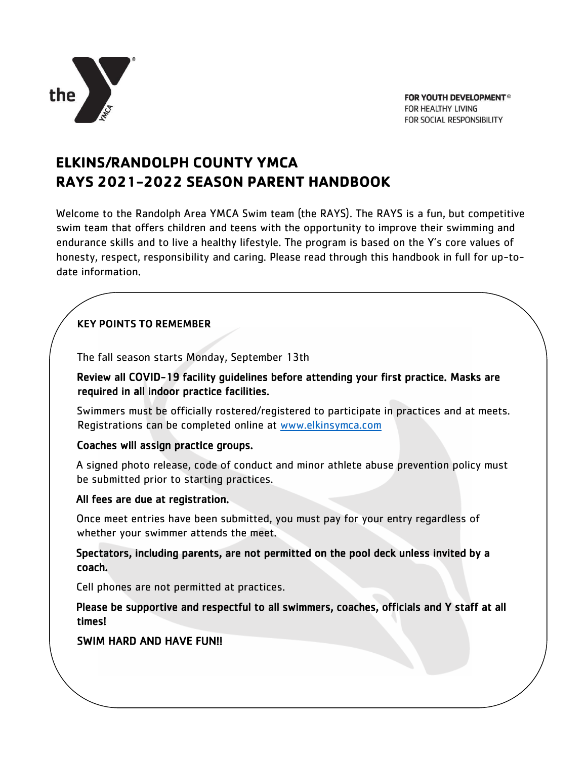FOR YOUTH DEVELOPMENT®
FOR HEALTHY LIVING
FOR SOCIAL RESPONSIBILITY

# ELKINS/RANDOLPH COUNTY YMCA
# RAYS 2021-2022 SEASON PARENT HANDBOOK

Welcome to the Randolph Area YMCA Swim team (the RAYS). The RAYS is a fun, but competitive swim team that offers children and teens with the opportunity to improve their swimming and endurance skills and to live a healthy lifestyle. The program is based on the Y's core values of honesty, respect, responsibility and caring. Please read through this handbook in full for up-to-date information.

## KEY POINTS TO REMEMBER

The fall season starts Monday, September 13th

**Review all COVID-19 facility guidelines before attending your first practice. Masks are required in all indoor practice facilities.**

Swimmers must be officially rostered/registered to participate in practices and at meets. Registrations can be completed online at www.elkinsymca.com

**Coaches will assign practice groups.**

A signed photo release, code of conduct and minor athlete abuse prevention policy must be submitted prior to starting practices.

**All fees are due at registration.**

Once meet entries have been submitted, you must pay for your entry regardless of whether your swimmer attends the meet.

**Spectators, including parents, are not permitted on the pool deck unless invited by a coach.**

Cell phones are not permitted at practices.

**Please be supportive and respectful to all swimmers, coaches, officials and Y staff at all times!**

**SWIM HARD AND HAVE FUN!!**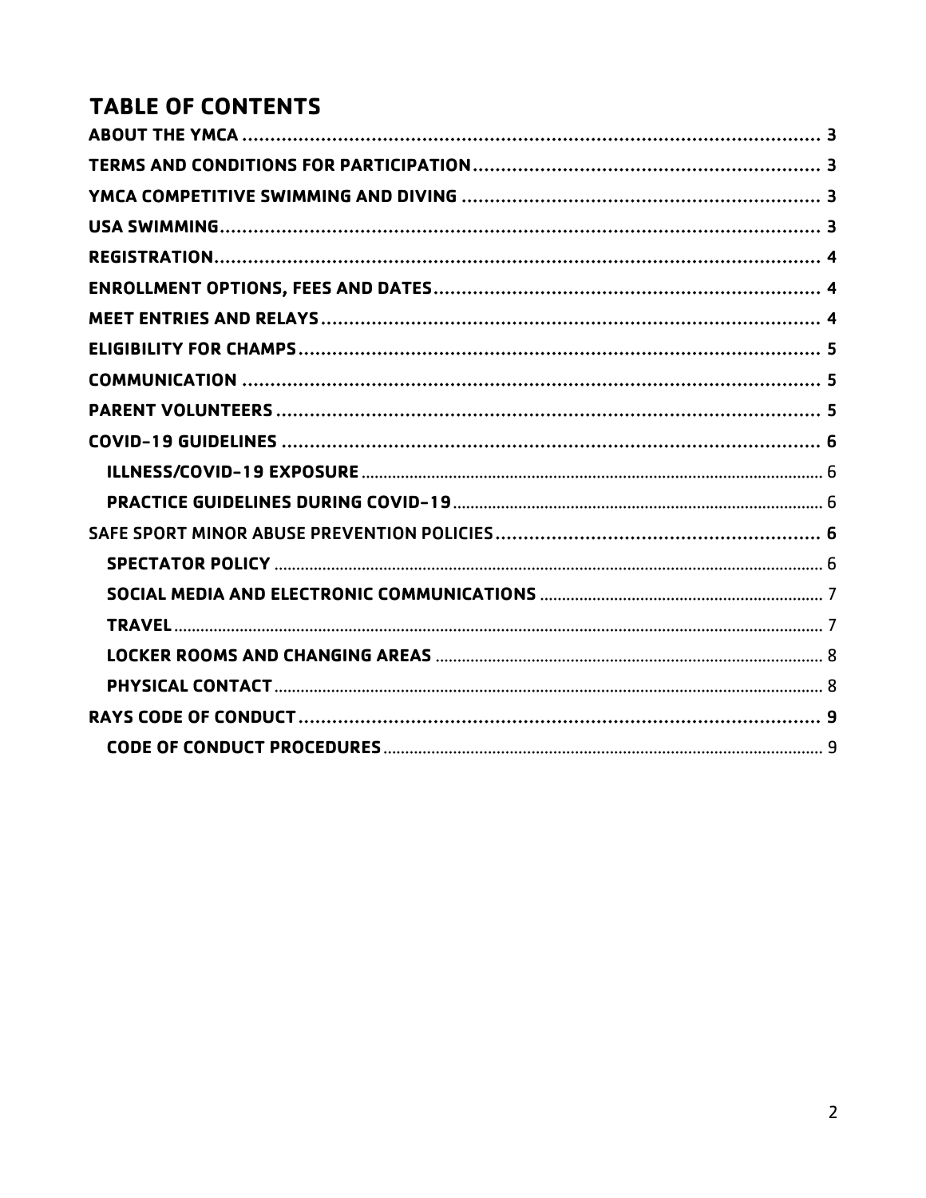# TABLE OF CONTENTS

**ABOUT THE YMCA** .......... 3
**TERMS AND CONDITIONS FOR PARTICIPATION** .......... 3
**YMCA COMPETITIVE SWIMMING AND DIVING** .......... 3
**USA SWIMMING** .......... 3
**REGISTRATION** .......... 4
**ENROLLMENT OPTIONS, FEES AND DATES** .......... 4
**MEET ENTRIES AND RELAYS** .......... 4
**ELIGIBILITY FOR CHAMPS** .......... 5
**COMMUNICATION** .......... 5
**PARENT VOLUNTEERS** .......... 5
**COVID-19 GUIDELINES** .......... 6
- **ILLNESS/COVID-19 EXPOSURE** .......... 6
- **PRACTICE GUIDELINES DURING COVID-19** .......... 6

SAFE SPORT MINOR ABUSE PREVENTION POLICIES .......... 6
- **SPECTATOR POLICY** .......... 6
- **SOCIAL MEDIA AND ELECTRONIC COMMUNICATIONS** .......... 7
- **TRAVEL** .......... 7
- **LOCKER ROOMS AND CHANGING AREAS** .......... 8
- **PHYSICAL CONTACT** .......... 8

**RAYS CODE OF CONDUCT** .......... 9
- **CODE OF CONDUCT PROCEDURES** .......... 9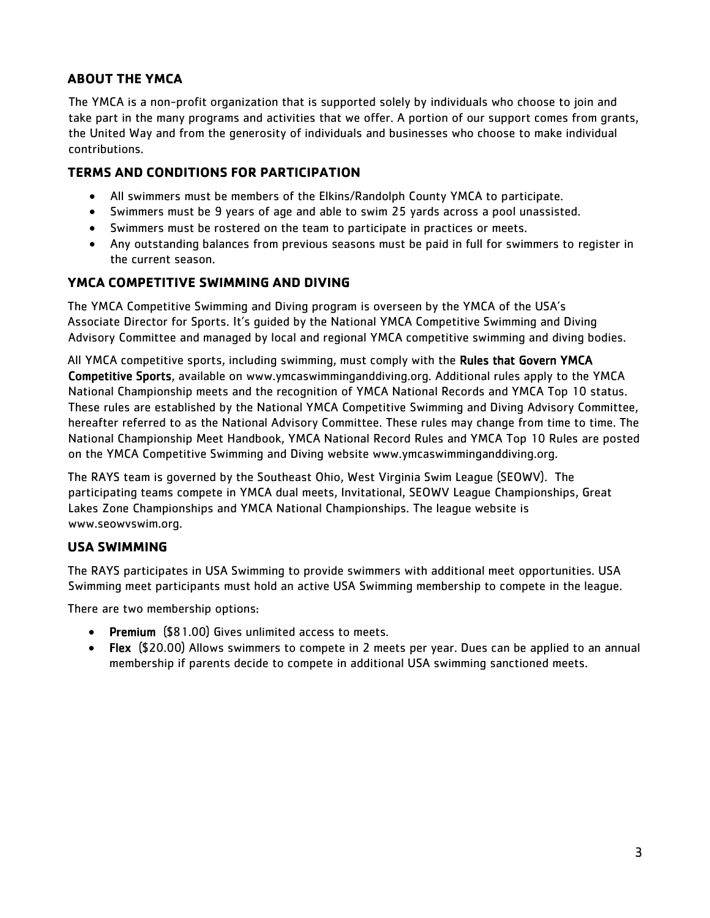## ABOUT THE YMCA

The YMCA is a non-profit organization that is supported solely by individuals who choose to join and take part in the many programs and activities that we offer. A portion of our support comes from grants, the United Way and from the generosity of individuals and businesses who choose to make individual contributions.

## TERMS AND CONDITIONS FOR PARTICIPATION

- All swimmers must be members of the Elkins/Randolph County YMCA to participate.
- Swimmers must be 9 years of age and able to swim 25 yards across a pool unassisted.
- Swimmers must be rostered on the team to participate in practices or meets.
- Any outstanding balances from previous seasons must be paid in full for swimmers to register in the current season.

## YMCA COMPETITIVE SWIMMING AND DIVING

The YMCA Competitive Swimming and Diving program is overseen by the YMCA of the USA's Associate Director for Sports. It's guided by the National YMCA Competitive Swimming and Diving Advisory Committee and managed by local and regional YMCA competitive swimming and diving bodies.

All YMCA competitive sports, including swimming, must comply with the **Rules that Govern YMCA Competitive Sports**, available on www.ymcaswimminganddiving.org. Additional rules apply to the YMCA National Championship meets and the recognition of YMCA National Records and YMCA Top 10 status. These rules are established by the National YMCA Competitive Swimming and Diving Advisory Committee, hereafter referred to as the National Advisory Committee. These rules may change from time to time. The National Championship Meet Handbook, YMCA National Record Rules and YMCA Top 10 Rules are posted on the YMCA Competitive Swimming and Diving website www.ymcaswimminganddiving.org.

The RAYS team is governed by the Southeast Ohio, West Virginia Swim League (SEOWV). The participating teams compete in YMCA dual meets, Invitational, SEOWV League Championships, Great Lakes Zone Championships and YMCA National Championships. The league website is www.seowvswim.org.

## USA SWIMMING

The RAYS participates in USA Swimming to provide swimmers with additional meet opportunities. USA Swimming meet participants must hold an active USA Swimming membership to compete in the league.

There are two membership options:

- **Premium** ($81.00) Gives unlimited access to meets.
- **Flex** ($20.00) Allows swimmers to compete in 2 meets per year. Dues can be applied to an annual membership if parents decide to compete in additional USA swimming sanctioned meets.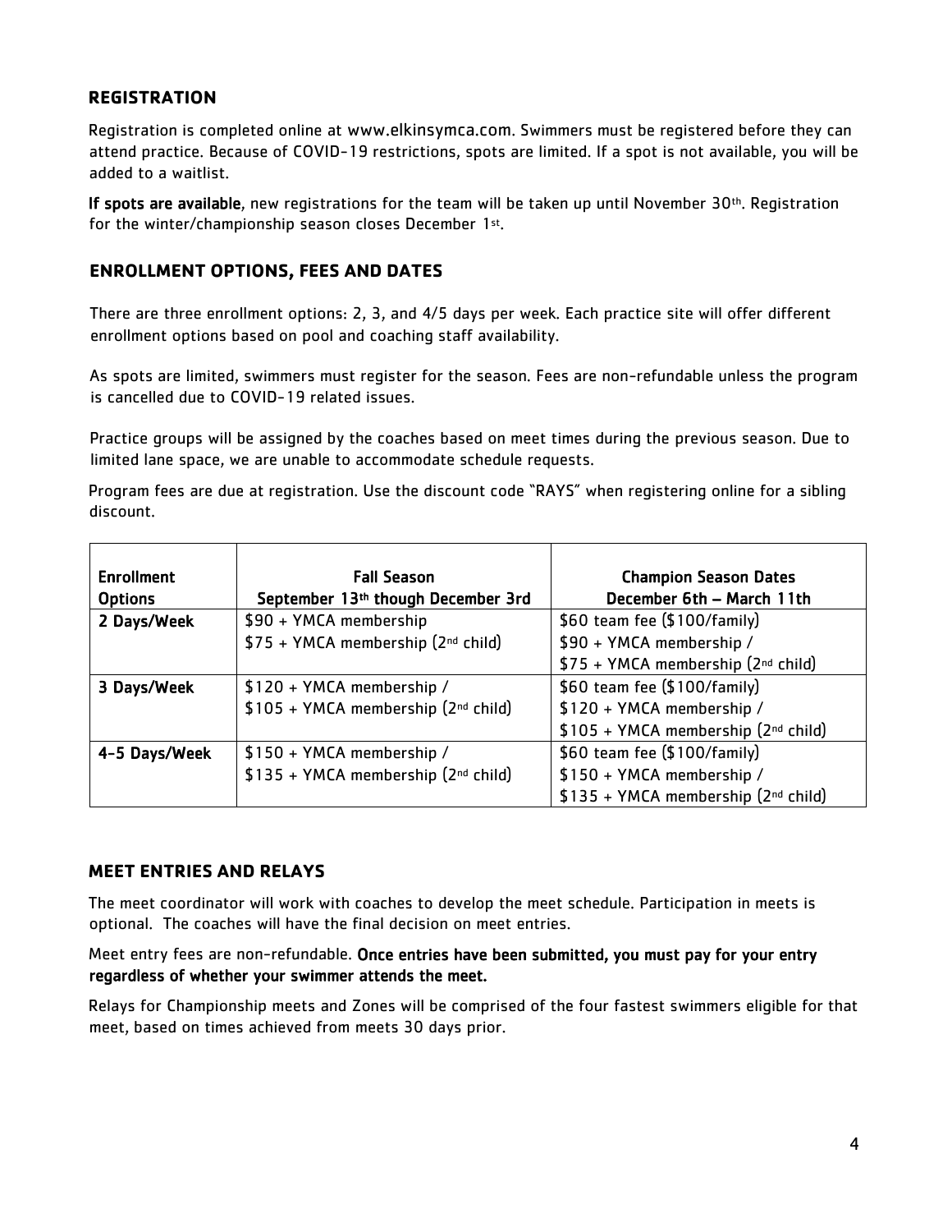## REGISTRATION

Registration is completed online at www.elkinsymca.com. Swimmers must be registered before they can attend practice. Because of COVID-19 restrictions, spots are limited. If a spot is not available, you will be added to a waitlist.

**If spots are available**, new registrations for the team will be taken up until November 30th. Registration for the winter/championship season closes December 1st.

## ENROLLMENT OPTIONS, FEES AND DATES

There are three enrollment options: 2, 3, and 4/5 days per week. Each practice site will offer different enrollment options based on pool and coaching staff availability.

As spots are limited, swimmers must register for the season. Fees are non-refundable unless the program is cancelled due to COVID-19 related issues.

Practice groups will be assigned by the coaches based on meet times during the previous season. Due to limited lane space, we are unable to accommodate schedule requests.

Program fees are due at registration. Use the discount code "RAYS" when registering online for a sibling discount.

| Enrollment Options | Fall Season September 13th though December 3rd | Champion Season Dates December 6th – March 11th |
|---|---|---|
| 2 Days/Week | $90 + YMCA membership<br>$75 + YMCA membership (2nd child) | $60 team fee ($100/family)<br>$90 + YMCA membership /<br>$75 + YMCA membership (2nd child) |
| 3 Days/Week | $120 + YMCA membership /<br>$105 + YMCA membership (2nd child) | $60 team fee ($100/family)<br>$120 + YMCA membership /<br>$105 + YMCA membership (2nd child) |
| 4-5 Days/Week | $150 + YMCA membership /<br>$135 + YMCA membership (2nd child) | $60 team fee ($100/family)<br>$150 + YMCA membership /<br>$135 + YMCA membership (2nd child) |

## MEET ENTRIES AND RELAYS

The meet coordinator will work with coaches to develop the meet schedule. Participation in meets is optional. The coaches will have the final decision on meet entries.

Meet entry fees are non-refundable. **Once entries have been submitted, you must pay for your entry regardless of whether your swimmer attends the meet.**

Relays for Championship meets and Zones will be comprised of the four fastest swimmers eligible for that meet, based on times achieved from meets 30 days prior.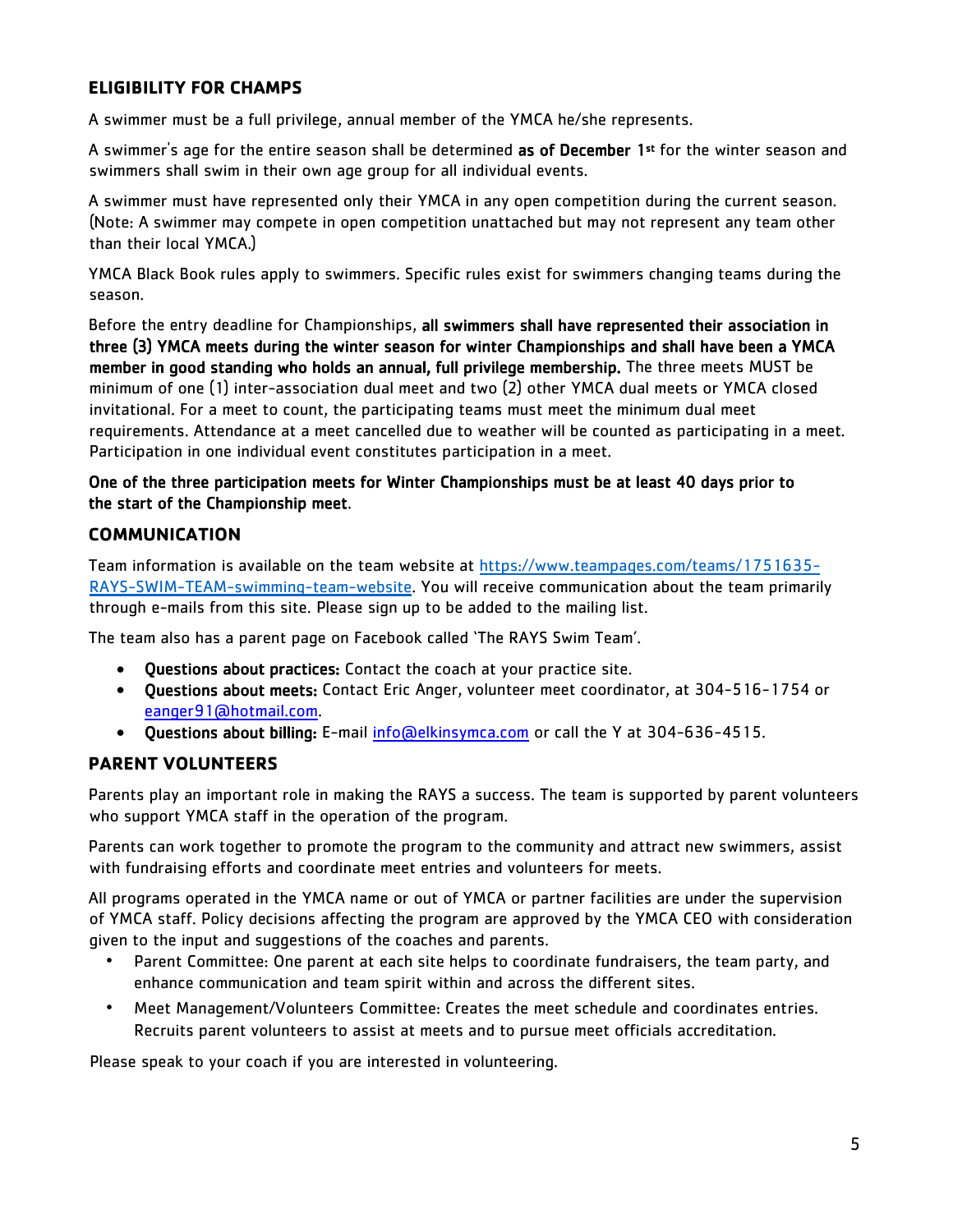## ELIGIBILITY FOR CHAMPS

A swimmer must be a full privilege, annual member of the YMCA he/she represents.

A swimmer's age for the entire season shall be determined **as of December 1st** for the winter season and swimmers shall swim in their own age group for all individual events.

A swimmer must have represented only their YMCA in any open competition during the current season. (Note: A swimmer may compete in open competition unattached but may not represent any team other than their local YMCA.)

YMCA Black Book rules apply to swimmers. Specific rules exist for swimmers changing teams during the season.

Before the entry deadline for Championships, **all swimmers shall have represented their association in three (3) YMCA meets during the winter season for winter Championships and shall have been a YMCA member in good standing who holds an annual, full privilege membership.** The three meets MUST be minimum of one (1) inter-association dual meet and two (2) other YMCA dual meets or YMCA closed invitational. For a meet to count, the participating teams must meet the minimum dual meet requirements. Attendance at a meet cancelled due to weather will be counted as participating in a meet. Participation in one individual event constitutes participation in a meet.

**One of the three participation meets for Winter Championships must be at least 40 days prior to the start of the Championship meet**.

## COMMUNICATION

Team information is available on the team website at https://www.teampages.com/teams/1751635-RAYS-SWIM-TEAM-swimming-team-website. You will receive communication about the team primarily through e-mails from this site. Please sign up to be added to the mailing list.

The team also has a parent page on Facebook called 'The RAYS Swim Team'.

- **Questions about practices:** Contact the coach at your practice site.
- **Questions about meets:** Contact Eric Anger, volunteer meet coordinator, at 304-516-1754 or eanger91@hotmail.com.
- **Questions about billing:** E-mail info@elkinsymca.com or call the Y at 304-636-4515.

## PARENT VOLUNTEERS

Parents play an important role in making the RAYS a success. The team is supported by parent volunteers who support YMCA staff in the operation of the program.

Parents can work together to promote the program to the community and attract new swimmers, assist with fundraising efforts and coordinate meet entries and volunteers for meets.

All programs operated in the YMCA name or out of YMCA or partner facilities are under the supervision of YMCA staff. Policy decisions affecting the program are approved by the YMCA CEO with consideration given to the input and suggestions of the coaches and parents.

- Parent Committee: One parent at each site helps to coordinate fundraisers, the team party, and enhance communication and team spirit within and across the different sites.
- Meet Management/Volunteers Committee: Creates the meet schedule and coordinates entries. Recruits parent volunteers to assist at meets and to pursue meet officials accreditation.

Please speak to your coach if you are interested in volunteering.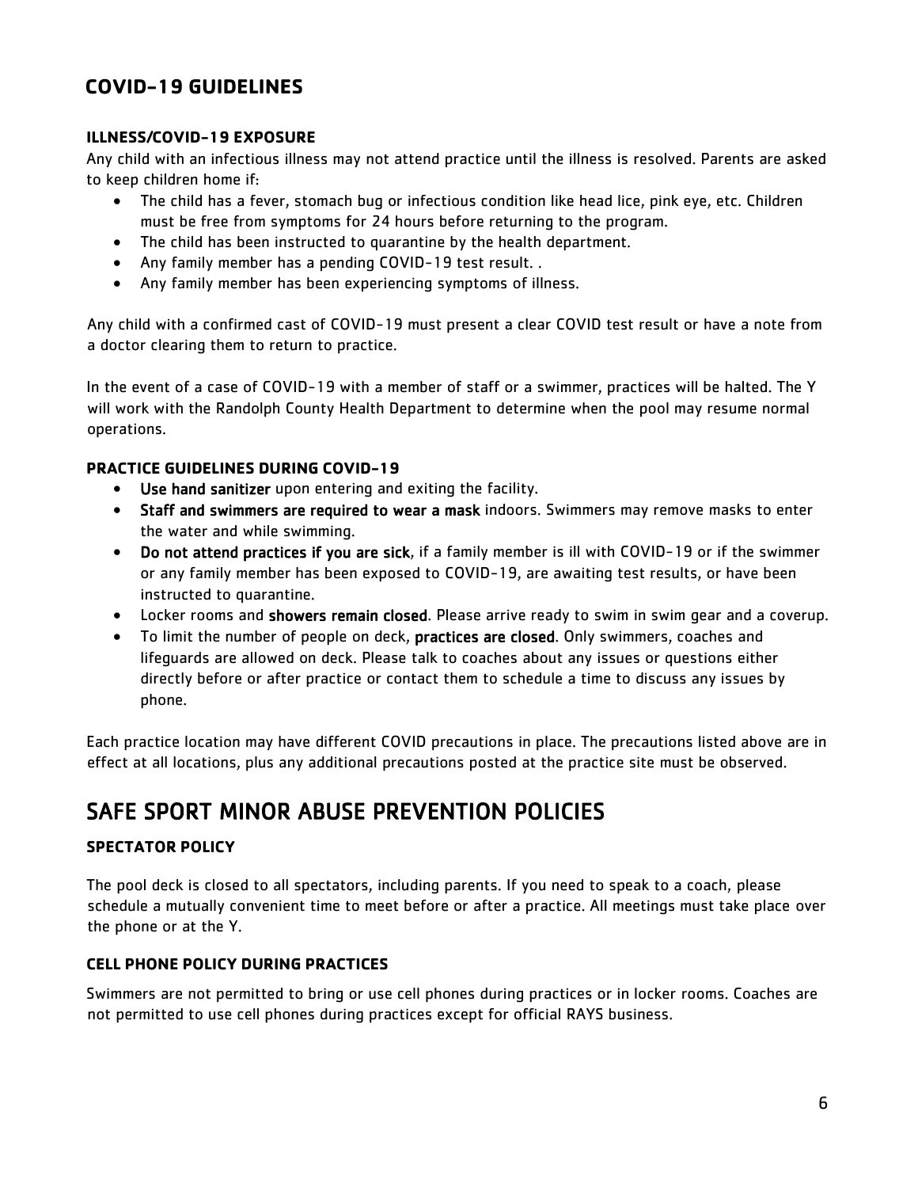## COVID-19 GUIDELINES

### ILLNESS/COVID-19 EXPOSURE

Any child with an infectious illness may not attend practice until the illness is resolved. Parents are asked to keep children home if:

- The child has a fever, stomach bug or infectious condition like head lice, pink eye, etc. Children must be free from symptoms for 24 hours before returning to the program.
- The child has been instructed to quarantine by the health department.
- Any family member has a pending COVID-19 test result. .
- Any family member has been experiencing symptoms of illness.

Any child with a confirmed cast of COVID-19 must present a clear COVID test result or have a note from a doctor clearing them to return to practice.

In the event of a case of COVID-19 with a member of staff or a swimmer, practices will be halted. The Y will work with the Randolph County Health Department to determine when the pool may resume normal operations.

### PRACTICE GUIDELINES DURING COVID-19

- **Use hand sanitizer** upon entering and exiting the facility.
- **Staff and swimmers are required to wear a mask** indoors. Swimmers may remove masks to enter the water and while swimming.
- **Do not attend practices if you are sick**, if a family member is ill with COVID-19 or if the swimmer or any family member has been exposed to COVID-19, are awaiting test results, or have been instructed to quarantine.
- Locker rooms and **showers remain closed**. Please arrive ready to swim in swim gear and a coverup.
- To limit the number of people on deck, **practices are closed**. Only swimmers, coaches and lifeguards are allowed on deck. Please talk to coaches about any issues or questions either directly before or after practice or contact them to schedule a time to discuss any issues by phone.

Each practice location may have different COVID precautions in place. The precautions listed above are in effect at all locations, plus any additional precautions posted at the practice site must be observed.

# SAFE SPORT MINOR ABUSE PREVENTION POLICIES

### SPECTATOR POLICY

The pool deck is closed to all spectators, including parents. If you need to speak to a coach, please schedule a mutually convenient time to meet before or after a practice. All meetings must take place over the phone or at the Y.

### CELL PHONE POLICY DURING PRACTICES

Swimmers are not permitted to bring or use cell phones during practices or in locker rooms. Coaches are not permitted to use cell phones during practices except for official RAYS business.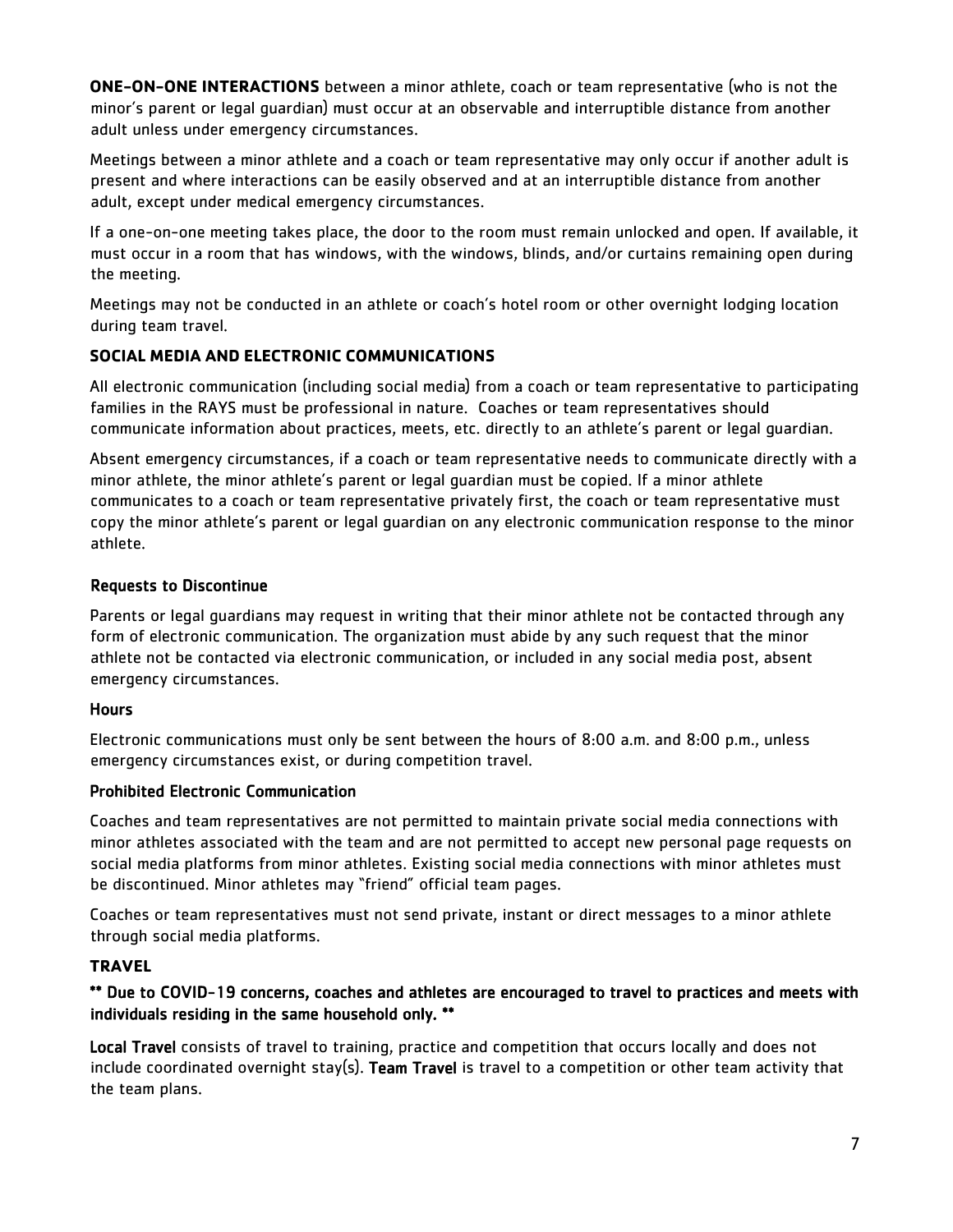**ONE-ON-ONE INTERACTIONS** between a minor athlete, coach or team representative (who is not the minor's parent or legal guardian) must occur at an observable and interruptible distance from another adult unless under emergency circumstances.

Meetings between a minor athlete and a coach or team representative may only occur if another adult is present and where interactions can be easily observed and at an interruptible distance from another adult, except under medical emergency circumstances.

If a one-on-one meeting takes place, the door to the room must remain unlocked and open. If available, it must occur in a room that has windows, with the windows, blinds, and/or curtains remaining open during the meeting.

Meetings may not be conducted in an athlete or coach's hotel room or other overnight lodging location during team travel.

## SOCIAL MEDIA AND ELECTRONIC COMMUNICATIONS

All electronic communication (including social media) from a coach or team representative to participating families in the RAYS must be professional in nature. Coaches or team representatives should communicate information about practices, meets, etc. directly to an athlete's parent or legal guardian.

Absent emergency circumstances, if a coach or team representative needs to communicate directly with a minor athlete, the minor athlete's parent or legal guardian must be copied. If a minor athlete communicates to a coach or team representative privately first, the coach or team representative must copy the minor athlete's parent or legal guardian on any electronic communication response to the minor athlete.

### Requests to Discontinue

Parents or legal guardians may request in writing that their minor athlete not be contacted through any form of electronic communication. The organization must abide by any such request that the minor athlete not be contacted via electronic communication, or included in any social media post, absent emergency circumstances.

### Hours

Electronic communications must only be sent between the hours of 8:00 a.m. and 8:00 p.m., unless emergency circumstances exist, or during competition travel.

### Prohibited Electronic Communication

Coaches and team representatives are not permitted to maintain private social media connections with minor athletes associated with the team and are not permitted to accept new personal page requests on social media platforms from minor athletes. Existing social media connections with minor athletes must be discontinued. Minor athletes may "friend" official team pages.

Coaches or team representatives must not send private, instant or direct messages to a minor athlete through social media platforms.

## TRAVEL

**\*\* Due to COVID-19 concerns, coaches and athletes are encouraged to travel to practices and meets with individuals residing in the same household only. \*\***

**Local Travel** consists of travel to training, practice and competition that occurs locally and does not include coordinated overnight stay(s). **Team Travel** is travel to a competition or other team activity that the team plans.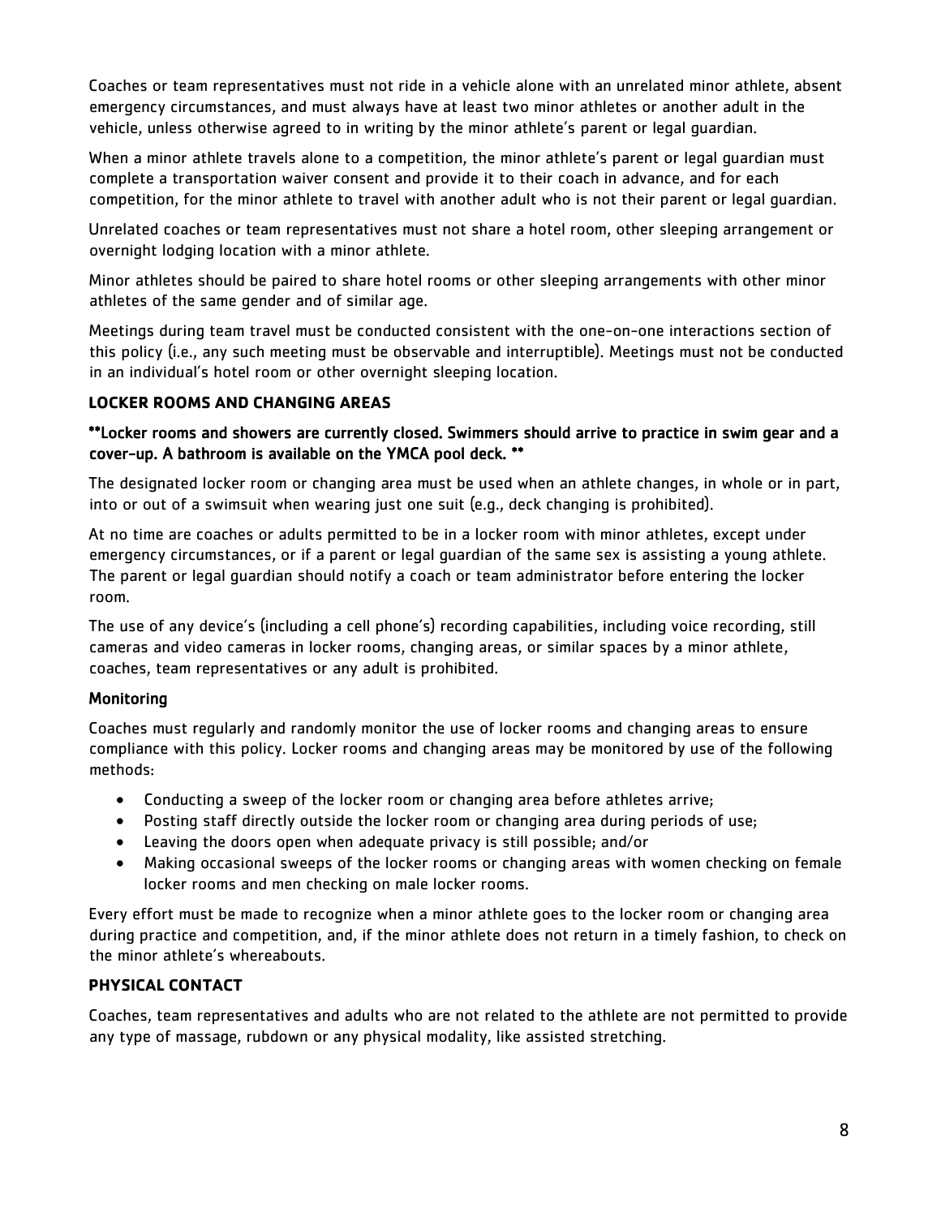Coaches or team representatives must not ride in a vehicle alone with an unrelated minor athlete, absent emergency circumstances, and must always have at least two minor athletes or another adult in the vehicle, unless otherwise agreed to in writing by the minor athlete's parent or legal guardian.

When a minor athlete travels alone to a competition, the minor athlete's parent or legal guardian must complete a transportation waiver consent and provide it to their coach in advance, and for each competition, for the minor athlete to travel with another adult who is not their parent or legal guardian.

Unrelated coaches or team representatives must not share a hotel room, other sleeping arrangement or overnight lodging location with a minor athlete.

Minor athletes should be paired to share hotel rooms or other sleeping arrangements with other minor athletes of the same gender and of similar age.

Meetings during team travel must be conducted consistent with the one-on-one interactions section of this policy (i.e., any such meeting must be observable and interruptible). Meetings must not be conducted in an individual's hotel room or other overnight sleeping location.

## LOCKER ROOMS AND CHANGING AREAS

**\*\*Locker rooms and showers are currently closed. Swimmers should arrive to practice in swim gear and a cover-up. A bathroom is available on the YMCA pool deck. \*\***

The designated locker room or changing area must be used when an athlete changes, in whole or in part, into or out of a swimsuit when wearing just one suit (e.g., deck changing is prohibited).

At no time are coaches or adults permitted to be in a locker room with minor athletes, except under emergency circumstances, or if a parent or legal guardian of the same sex is assisting a young athlete. The parent or legal guardian should notify a coach or team administrator before entering the locker room.

The use of any device's (including a cell phone's) recording capabilities, including voice recording, still cameras and video cameras in locker rooms, changing areas, or similar spaces by a minor athlete, coaches, team representatives or any adult is prohibited.

### Monitoring

Coaches must regularly and randomly monitor the use of locker rooms and changing areas to ensure compliance with this policy. Locker rooms and changing areas may be monitored by use of the following methods:

- Conducting a sweep of the locker room or changing area before athletes arrive;
- Posting staff directly outside the locker room or changing area during periods of use;
- Leaving the doors open when adequate privacy is still possible; and/or
- Making occasional sweeps of the locker rooms or changing areas with women checking on female locker rooms and men checking on male locker rooms.

Every effort must be made to recognize when a minor athlete goes to the locker room or changing area during practice and competition, and, if the minor athlete does not return in a timely fashion, to check on the minor athlete's whereabouts.

## PHYSICAL CONTACT

Coaches, team representatives and adults who are not related to the athlete are not permitted to provide any type of massage, rubdown or any physical modality, like assisted stretching.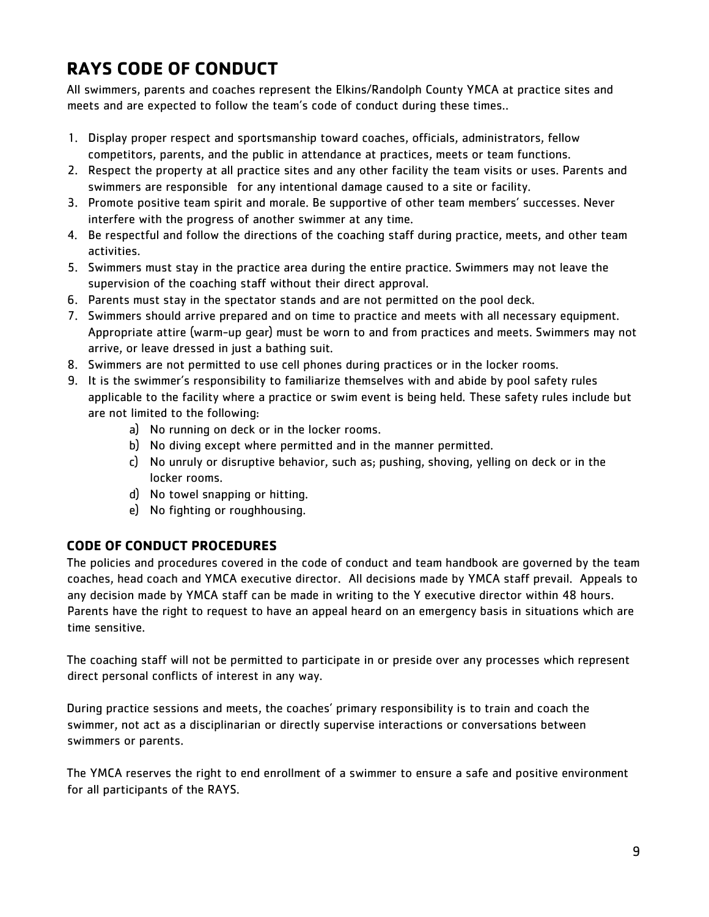# RAYS CODE OF CONDUCT

All swimmers, parents and coaches represent the Elkins/Randolph County YMCA at practice sites and meets and are expected to follow the team's code of conduct during these times..

1. Display proper respect and sportsmanship toward coaches, officials, administrators, fellow competitors, parents, and the public in attendance at practices, meets or team functions.
2. Respect the property at all practice sites and any other facility the team visits or uses. Parents and swimmers are responsible for any intentional damage caused to a site or facility.
3. Promote positive team spirit and morale. Be supportive of other team members' successes. Never interfere with the progress of another swimmer at any time.
4. Be respectful and follow the directions of the coaching staff during practice, meets, and other team activities.
5. Swimmers must stay in the practice area during the entire practice. Swimmers may not leave the supervision of the coaching staff without their direct approval.
6. Parents must stay in the spectator stands and are not permitted on the pool deck.
7. Swimmers should arrive prepared and on time to practice and meets with all necessary equipment. Appropriate attire (warm-up gear) must be worn to and from practices and meets. Swimmers may not arrive, or leave dressed in just a bathing suit.
8. Swimmers are not permitted to use cell phones during practices or in the locker rooms.
9. It is the swimmer's responsibility to familiarize themselves with and abide by pool safety rules applicable to the facility where a practice or swim event is being held. These safety rules include but are not limited to the following:
    a) No running on deck or in the locker rooms.
    b) No diving except where permitted and in the manner permitted.
    c) No unruly or disruptive behavior, such as; pushing, shoving, yelling on deck or in the locker rooms.
    d) No towel snapping or hitting.
    e) No fighting or roughhousing.

## CODE OF CONDUCT PROCEDURES

The policies and procedures covered in the code of conduct and team handbook are governed by the team coaches, head coach and YMCA executive director. All decisions made by YMCA staff prevail. Appeals to any decision made by YMCA staff can be made in writing to the Y executive director within 48 hours. Parents have the right to request to have an appeal heard on an emergency basis in situations which are time sensitive.

The coaching staff will not be permitted to participate in or preside over any processes which represent direct personal conflicts of interest in any way.

During practice sessions and meets, the coaches' primary responsibility is to train and coach the swimmer, not act as a disciplinarian or directly supervise interactions or conversations between swimmers or parents.

The YMCA reserves the right to end enrollment of a swimmer to ensure a safe and positive environment for all participants of the RAYS.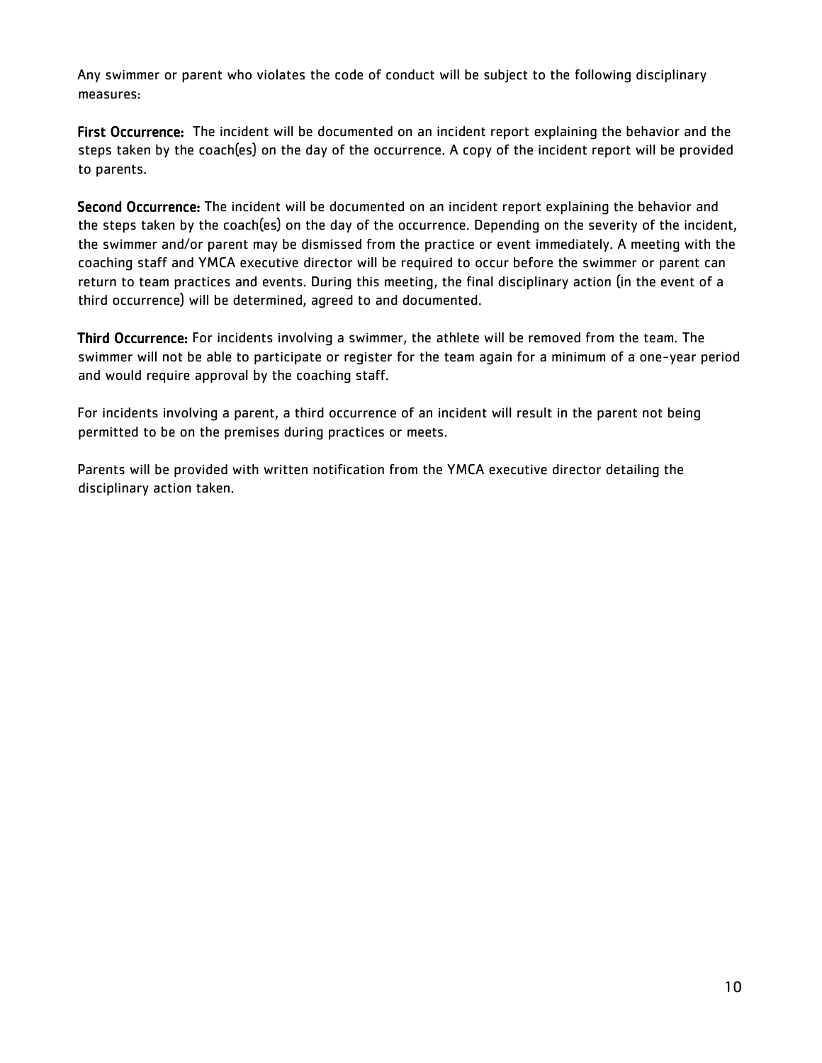Any swimmer or parent who violates the code of conduct will be subject to the following disciplinary measures:

**First Occurrence:** The incident will be documented on an incident report explaining the behavior and the steps taken by the coach(es) on the day of the occurrence. A copy of the incident report will be provided to parents.

**Second Occurrence:** The incident will be documented on an incident report explaining the behavior and the steps taken by the coach(es) on the day of the occurrence. Depending on the severity of the incident, the swimmer and/or parent may be dismissed from the practice or event immediately. A meeting with the coaching staff and YMCA executive director will be required to occur before the swimmer or parent can return to team practices and events. During this meeting, the final disciplinary action (in the event of a third occurrence) will be determined, agreed to and documented.

**Third Occurrence:** For incidents involving a swimmer, the athlete will be removed from the team. The swimmer will not be able to participate or register for the team again for a minimum of a one-year period and would require approval by the coaching staff.

For incidents involving a parent, a third occurrence of an incident will result in the parent not being permitted to be on the premises during practices or meets.

Parents will be provided with written notification from the YMCA executive director detailing the disciplinary action taken.